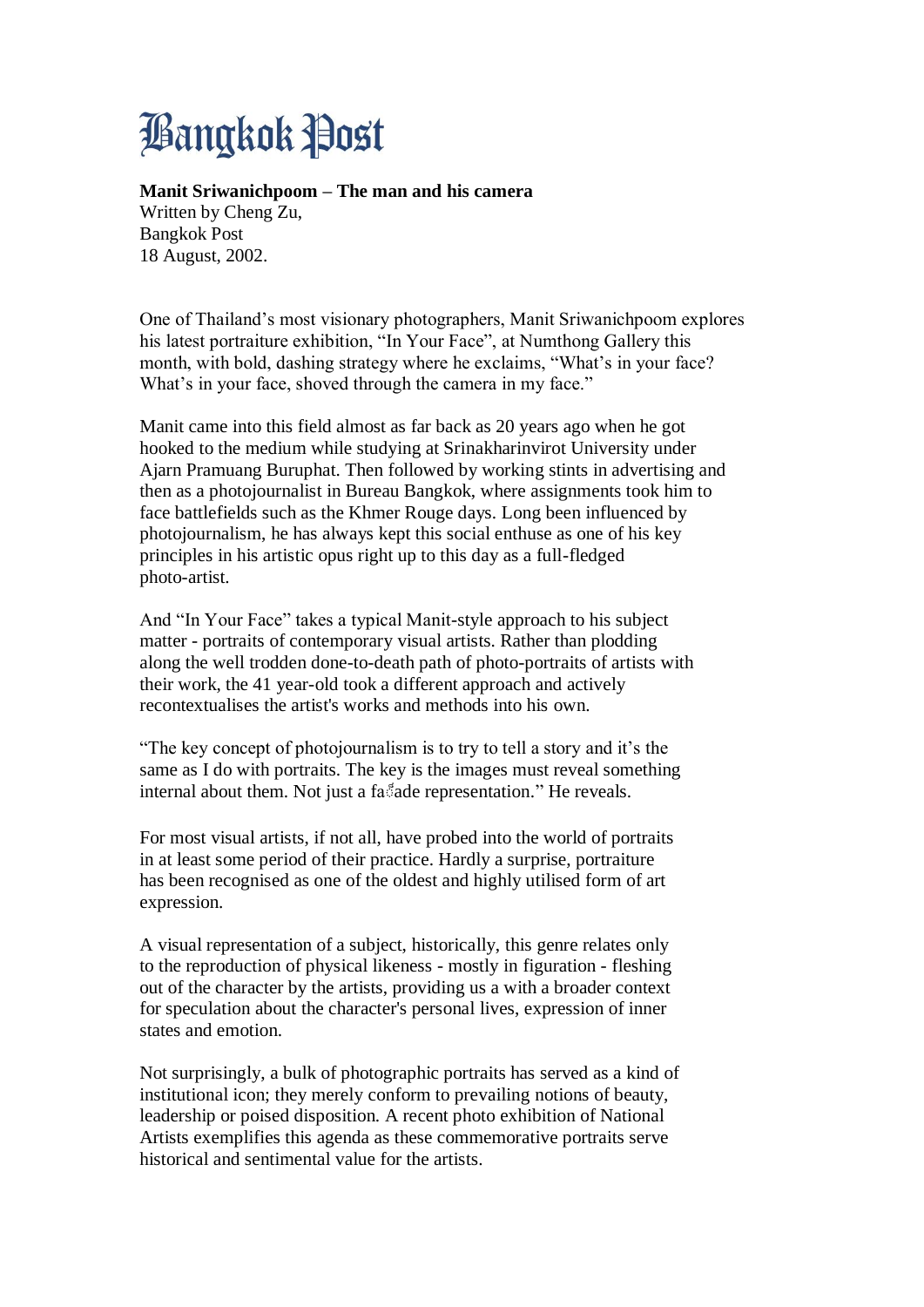Bangkok Post

**Manit Sriwanichpoom – The man and his camera**
Written by Cheng Zu,
Bangkok Post
18 August, 2002.

One of Thailand's most visionary photographers, Manit Sriwanichpoom explores his latest portraiture exhibition, "In Your Face", at Numthong Gallery this month, with bold, dashing strategy where he exclaims, "What's in your face? What's in your face, shoved through the camera in my face."

Manit came into this field almost as far back as 20 years ago when he got hooked to the medium while studying at Srinakharinvirot University under Ajarn Pramuang Buruphat. Then followed by working stints in advertising and then as a photojournalist in Bureau Bangkok, where assignments took him to face battlefields such as the Khmer Rouge days. Long been influenced by photojournalism, he has always kept this social enthuse as one of his key principles in his artistic opus right up to this day as a full-fledged photo-artist.

And "In Your Face" takes a typical Manit-style approach to his subject matter - portraits of contemporary visual artists. Rather than plodding along the well trodden done-to-death path of photo-portraits of artists with their work, the 41 year-old took a different approach and actively recontextualises the artist's works and methods into his own.

"The key concept of photojournalism is to try to tell a story and it's the same as I do with portraits. The key is the images must reveal something internal about them. Not just a fa๊ade representation." He reveals.

For most visual artists, if not all, have probed into the world of portraits in at least some period of their practice. Hardly a surprise, portraiture has been recognised as one of the oldest and highly utilised form of art expression.

A visual representation of a subject, historically, this genre relates only to the reproduction of physical likeness - mostly in figuration - fleshing out of the character by the artists, providing us a with a broader context for speculation about the character's personal lives, expression of inner states and emotion.

Not surprisingly, a bulk of photographic portraits has served as a kind of institutional icon; they merely conform to prevailing notions of beauty, leadership or poised disposition. A recent photo exhibition of National Artists exemplifies this agenda as these commemorative portraits serve historical and sentimental value for the artists.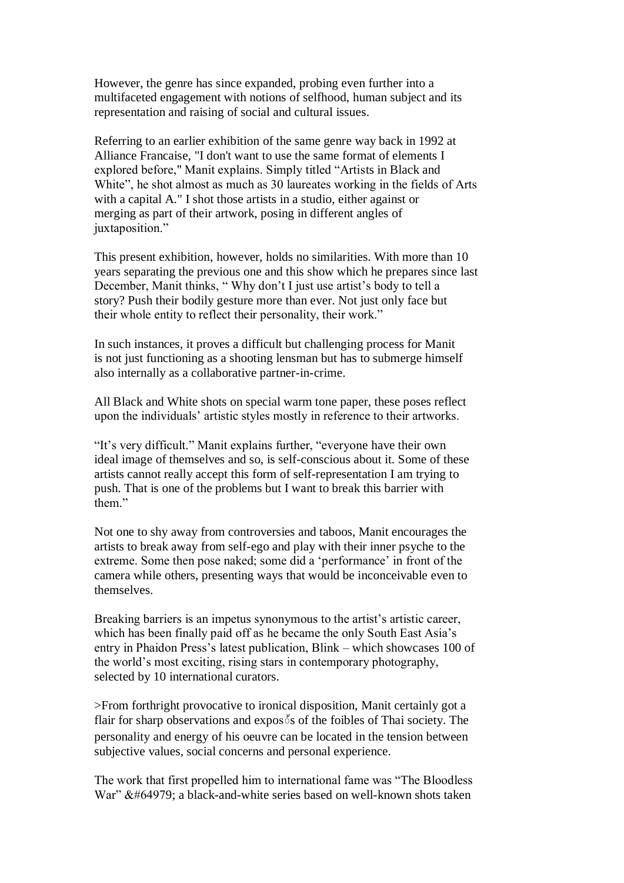However, the genre has since expanded, probing even further into a multifaceted engagement with notions of selfhood, human subject and its representation and raising of social and cultural issues.

Referring to an earlier exhibition of the same genre way back in 1992 at Alliance Francaise, "I don't want to use the same format of elements I explored before," Manit explains. Simply titled “Artists in Black and White”, he shot almost as much as 30 laureates working in the fields of Arts with a capital A." I shot those artists in a studio, either against or merging as part of their artwork, posing in different angles of juxtaposition.”

This present exhibition, however, holds no similarities. With more than 10 years separating the previous one and this show which he prepares since last December, Manit thinks, “ Why don’t I just use artist’s body to tell a story? Push their bodily gesture more than ever. Not just only face but their whole entity to reflect their personality, their work.”

In such instances, it proves a difficult but challenging process for Manit is not just functioning as a shooting lensman but has to submerge himself also internally as a collaborative partner-in-crime.

All Black and White shots on special warm tone paper, these poses reflect upon the individuals’ artistic styles mostly in reference to their artworks.

“It’s very difficult.” Manit explains further, “everyone have their own ideal image of themselves and so, is self-conscious about it. Some of these artists cannot really accept this form of self-representation I am trying to push. That is one of the problems but I want to break this barrier with them.”

Not one to shy away from controversies and taboos, Manit encourages the artists to break away from self-ego and play with their inner psyche to the extreme. Some then pose naked; some did a ‘performance’ in front of the camera while others, presenting ways that would be inconceivable even to themselves.

Breaking barriers is an impetus synonymous to the artist’s artistic career, which has been finally paid off as he became the only South East Asia’s entry in Phaidon Press’s latest publication, Blink – which showcases 100 of the world’s most exciting, rising stars in contemporary photography, selected by 10 international curators.

>From forthright provocative to ironical disposition, Manit certainly got a flair for sharp observations and exposés of the foibles of Thai society. The personality and energy of his oeuvre can be located in the tension between subjective values, social concerns and personal experience.

The work that first propelled him to international fame was “The Bloodless War” &#64979; a black-and-white series based on well-known shots taken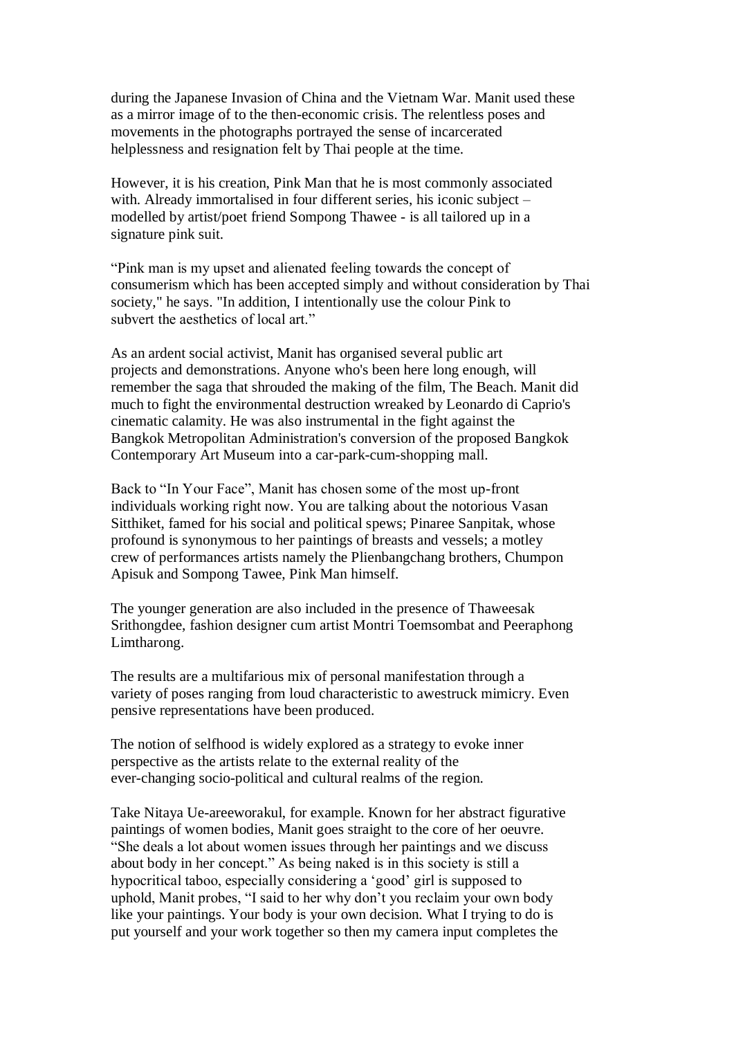during the Japanese Invasion of China and the Vietnam War. Manit used these as a mirror image of to the then-economic crisis. The relentless poses and movements in the photographs portrayed the sense of incarcerated helplessness and resignation felt by Thai people at the time.

However, it is his creation, Pink Man that he is most commonly associated with. Already immortalised in four different series, his iconic subject – modelled by artist/poet friend Sompong Thawee - is all tailored up in a signature pink suit.

"Pink man is my upset and alienated feeling towards the concept of consumerism which has been accepted simply and without consideration by Thai society," he says. "In addition, I intentionally use the colour Pink to subvert the aesthetics of local art."

As an ardent social activist, Manit has organised several public art projects and demonstrations. Anyone who's been here long enough, will remember the saga that shrouded the making of the film, The Beach. Manit did much to fight the environmental destruction wreaked by Leonardo di Caprio's cinematic calamity. He was also instrumental in the fight against the Bangkok Metropolitan Administration's conversion of the proposed Bangkok Contemporary Art Museum into a car-park-cum-shopping mall.

Back to "In Your Face", Manit has chosen some of the most up-front individuals working right now. You are talking about the notorious Vasan Sitthiket, famed for his social and political spews; Pinaree Sanpitak, whose profound is synonymous to her paintings of breasts and vessels; a motley crew of performances artists namely the Plienbangchang brothers, Chumpon Apisuk and Sompong Tawee, Pink Man himself.

The younger generation are also included in the presence of Thaweesak Srithongdee, fashion designer cum artist Montri Toemsombat and Peeraphong Limtharong.

The results are a multifarious mix of personal manifestation through a variety of poses ranging from loud characteristic to awestruck mimicry. Even pensive representations have been produced.

The notion of selfhood is widely explored as a strategy to evoke inner perspective as the artists relate to the external reality of the ever-changing socio-political and cultural realms of the region.

Take Nitaya Ue-areeworakul, for example. Known for her abstract figurative paintings of women bodies, Manit goes straight to the core of her oeuvre. "She deals a lot about women issues through her paintings and we discuss about body in her concept." As being naked is in this society is still a hypocritical taboo, especially considering a 'good' girl is supposed to uphold, Manit probes, "I said to her why don't you reclaim your own body like your paintings. Your body is your own decision. What I trying to do is put yourself and your work together so then my camera input completes the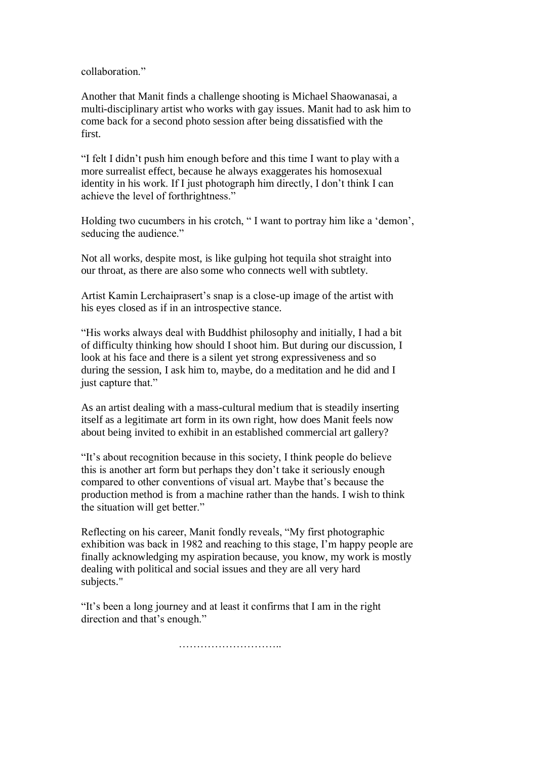collaboration."

Another that Manit finds a challenge shooting is Michael Shaowanasai, a multi-disciplinary artist who works with gay issues. Manit had to ask him to come back for a second photo session after being dissatisfied with the first.

"I felt I didn't push him enough before and this time I want to play with a more surrealist effect, because he always exaggerates his homosexual identity in his work. If I just photograph him directly, I don't think I can achieve the level of forthrightness."

Holding two cucumbers in his crotch, " I want to portray him like a 'demon', seducing the audience."

Not all works, despite most, is like gulping hot tequila shot straight into our throat, as there are also some who connects well with subtlety.

Artist Kamin Lerchaiprasert's snap is a close-up image of the artist with his eyes closed as if in an introspective stance.

"His works always deal with Buddhist philosophy and initially, I had a bit of difficulty thinking how should I shoot him. But during our discussion, I look at his face and there is a silent yet strong expressiveness and so during the session, I ask him to, maybe, do a meditation and he did and I just capture that."

As an artist dealing with a mass-cultural medium that is steadily inserting itself as a legitimate art form in its own right, how does Manit feels now about being invited to exhibit in an established commercial art gallery?

"It's about recognition because in this society, I think people do believe this is another art form but perhaps they don't take it seriously enough compared to other conventions of visual art. Maybe that's because the production method is from a machine rather than the hands. I wish to think the situation will get better."

Reflecting on his career, Manit fondly reveals, "My first photographic exhibition was back in 1982 and reaching to this stage, I'm happy people are finally acknowledging my aspiration because, you know, my work is mostly dealing with political and social issues and they are all very hard subjects."

"It's been a long journey and at least it confirms that I am in the right direction and that's enough."

………………………..